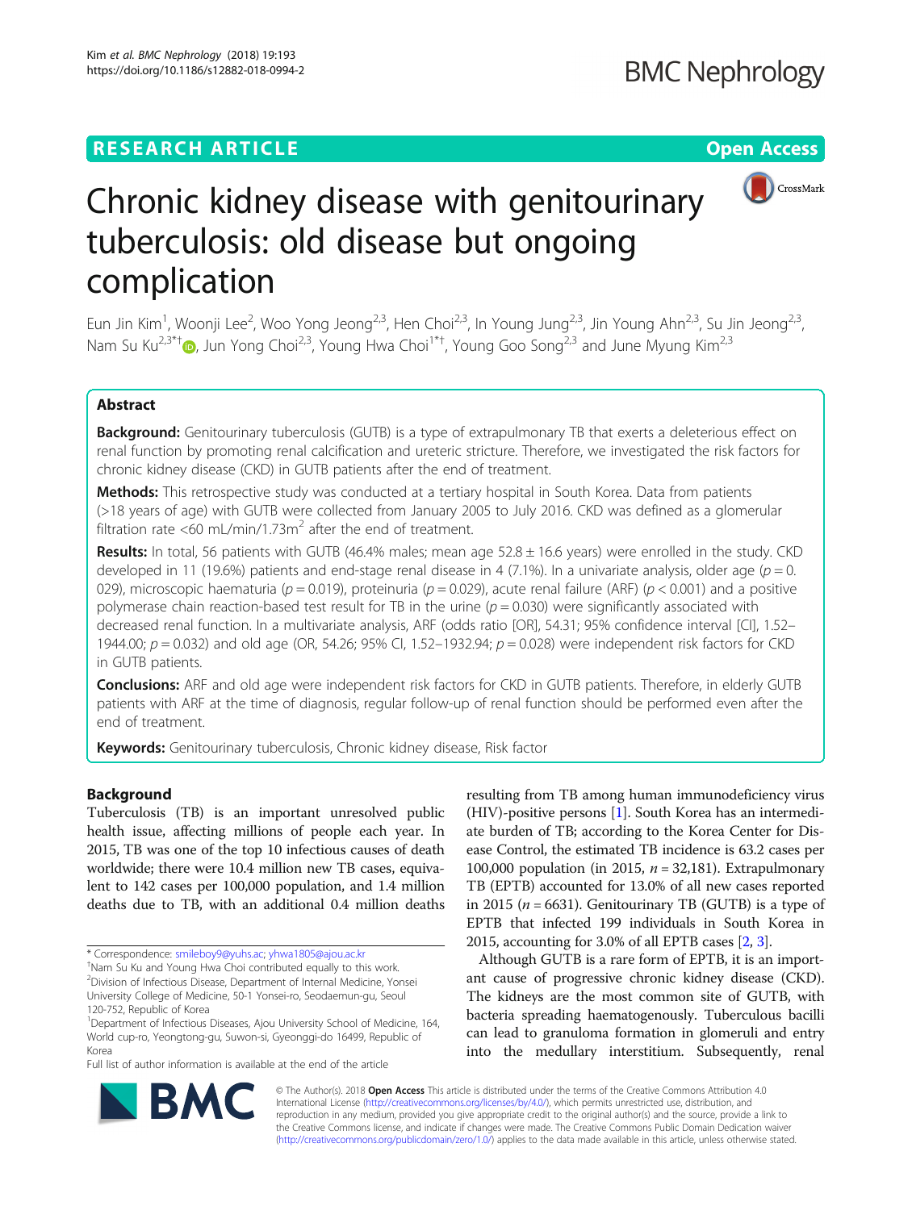**RESEARCH ARTICLE** **Open Access**

# Chronic kidney disease with genitourinary tuberculosis: old disease but ongoing complication

Eun Jin Kim[1], Woonji Lee[2], Woo Yong Jeong[2,3], Hen Choi[2,3], In Young Jung[2,3], Jin Young Ahn[2,3], Su Jin Jeong[2,3], Nam Su Ku[2,3*†], Jun Yong Choi[2,3], Young Hwa Choi[1*†], Young Goo Song[2,3] and June Myung Kim[2,3]

## Abstract

**Background:** Genitourinary tuberculosis (GUTB) is a type of extrapulmonary TB that exerts a deleterious effect on renal function by promoting renal calcification and ureteric stricture. Therefore, we investigated the risk factors for chronic kidney disease (CKD) in GUTB patients after the end of treatment.

**Methods:** This retrospective study was conducted at a tertiary hospital in South Korea. Data from patients (>18 years of age) with GUTB were collected from January 2005 to July 2016. CKD was defined as a glomerular filtration rate <60 mL/min/1.73m$^2$ after the end of treatment.

**Results:** In total, 56 patients with GUTB (46.4% males; mean age 52.8 ± 16.6 years) were enrolled in the study. CKD developed in 11 (19.6%) patients and end-stage renal disease in 4 (7.1%). In a univariate analysis, older age ($p = 0.029$), microscopic haematuria ($p = 0.019$), proteinuria ($p = 0.029$), acute renal failure (ARF) ($p < 0.001$) and a positive polymerase chain reaction-based test result for TB in the urine ($p = 0.030$) were significantly associated with decreased renal function. In a multivariate analysis, ARF (odds ratio [OR], 54.31; 95% confidence interval [CI], 1.52–1944.00; $p = 0.032$) and old age (OR, 54.26; 95% CI, 1.52–1932.94; $p = 0.028$) were independent risk factors for CKD in GUTB patients.

**Conclusions:** ARF and old age were independent risk factors for CKD in GUTB patients. Therefore, in elderly GUTB patients with ARF at the time of diagnosis, regular follow-up of renal function should be performed even after the end of treatment.

**Keywords:** Genitourinary tuberculosis, Chronic kidney disease, Risk factor

## Background

Tuberculosis (TB) is an important unresolved public health issue, affecting millions of people each year. In 2015, TB was one of the top 10 infectious causes of death worldwide; there were 10.4 million new TB cases, equivalent to 142 cases per 100,000 population, and 1.4 million deaths due to TB, with an additional 0.4 million deaths resulting from TB among human immunodeficiency virus (HIV)-positive persons [1]. South Korea has an intermediate burden of TB; according to the Korea Center for Disease Control, the estimated TB incidence is 63.2 cases per 100,000 population (in 2015, $n = 32,181$). Extrapulmonary TB (EPTB) accounted for 13.0% of all new cases reported in 2015 ($n = 6631$). Genitourinary TB (GUTB) is a type of EPTB that infected 199 individuals in South Korea in 2015, accounting for 3.0% of all EPTB cases [2, 3].

Although GUTB is a rare form of EPTB, it is an important cause of progressive chronic kidney disease (CKD). The kidneys are the most common site of GUTB, with bacteria spreading haematogenously. Tuberculous bacilli can lead to granuloma formation in glomeruli and entry into the medullary interstitium. Subsequently, renal

* Correspondence: smileboy9@yuhs.ac; yhwa1805@ajou.ac.kr
†Nam Su Ku and Young Hwa Choi contributed equally to this work.
[2]Division of Infectious Disease, Department of Internal Medicine, Yonsei University College of Medicine, 50-1 Yonsei-ro, Seodaemun-gu, Seoul 120-752, Republic of Korea
[1]Department of Infectious Diseases, Ajou University School of Medicine, 164, World cup-ro, Yeongtong-gu, Suwon-si, Gyeonggi-do 16499, Republic of Korea
Full list of author information is available at the end of the article

© The Author(s). 2018 **Open Access** This article is distributed under the terms of the Creative Commons Attribution 4.0 International License (http://creativecommons.org/licenses/by/4.0/), which permits unrestricted use, distribution, and reproduction in any medium, provided you give appropriate credit to the original author(s) and the source, provide a link to the Creative Commons license, and indicate if changes were made. The Creative Commons Public Domain Dedication waiver (http://creativecommons.org/publicdomain/zero/1.0/) applies to the data made available in this article, unless otherwise stated.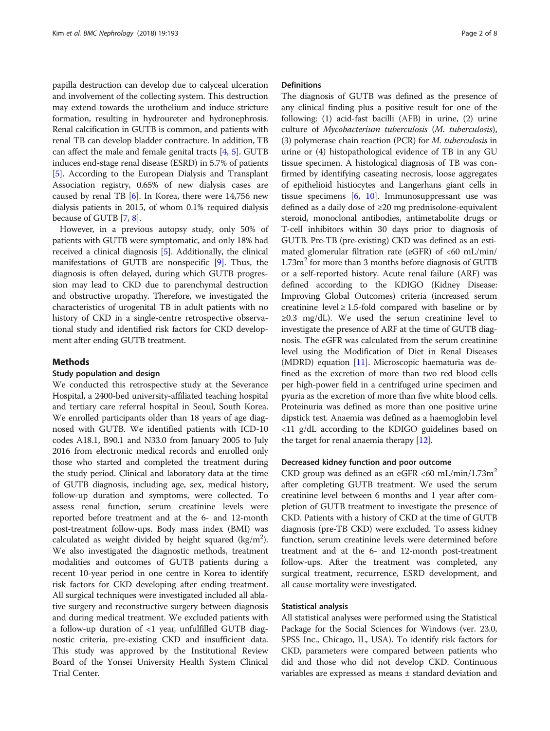papilla destruction can develop due to calyceal ulceration and involvement of the collecting system. This destruction may extend towards the urothelium and induce stricture formation, resulting in hydroureter and hydronephrosis. Renal calcification in GUTB is common, and patients with renal TB can develop bladder contracture. In addition, TB can affect the male and female genital tracts [4, 5]. GUTB induces end-stage renal disease (ESRD) in 5.7% of patients [5]. According to the European Dialysis and Transplant Association registry, 0.65% of new dialysis cases are caused by renal TB [6]. In Korea, there were 14,756 new dialysis patients in 2015, of whom 0.1% required dialysis because of GUTB [7, 8].

However, in a previous autopsy study, only 50% of patients with GUTB were symptomatic, and only 18% had received a clinical diagnosis [5]. Additionally, the clinical manifestations of GUTB are nonspecific [9]. Thus, the diagnosis is often delayed, during which GUTB progression may lead to CKD due to parenchymal destruction and obstructive uropathy. Therefore, we investigated the characteristics of urogenital TB in adult patients with no history of CKD in a single-centre retrospective observational study and identified risk factors for CKD development after ending GUTB treatment.

## Methods

### Study population and design

We conducted this retrospective study at the Severance Hospital, a 2400-bed university-affiliated teaching hospital and tertiary care referral hospital in Seoul, South Korea. We enrolled participants older than 18 years of age diagnosed with GUTB. We identified patients with ICD-10 codes A18.1, B90.1 and N33.0 from January 2005 to July 2016 from electronic medical records and enrolled only those who started and completed the treatment during the study period. Clinical and laboratory data at the time of GUTB diagnosis, including age, sex, medical history, follow-up duration and symptoms, were collected. To assess renal function, serum creatinine levels were reported before treatment and at the 6- and 12-month post-treatment follow-ups. Body mass index (BMI) was calculated as weight divided by height squared (kg/m$^2$). We also investigated the diagnostic methods, treatment modalities and outcomes of GUTB patients during a recent 10-year period in one centre in Korea to identify risk factors for CKD developing after ending treatment. All surgical techniques were investigated included all ablative surgery and reconstructive surgery between diagnosis and during medical treatment. We excluded patients with a follow-up duration of <1 year, unfulfilled GUTB diagnostic criteria, pre-existing CKD and insufficient data. This study was approved by the Institutional Review Board of the Yonsei University Health System Clinical Trial Center.

### Definitions

The diagnosis of GUTB was defined as the presence of any clinical finding plus a positive result for one of the following: (1) acid-fast bacilli (AFB) in urine, (2) urine culture of *Mycobacterium tuberculosis* (*M. tuberculosis*), (3) polymerase chain reaction (PCR) for *M. tuberculosis* in urine or (4) histopathological evidence of TB in any GU tissue specimen. A histological diagnosis of TB was confirmed by identifying caseating necrosis, loose aggregates of epithelioid histiocytes and Langerhans giant cells in tissue specimens [6, 10]. Immunosuppressant use was defined as a daily dose of ≥20 mg prednisolone-equivalent steroid, monoclonal antibodies, antimetabolite drugs or T-cell inhibitors within 30 days prior to diagnosis of GUTB. Pre-TB (pre-existing) CKD was defined as an estimated glomerular filtration rate (eGFR) of <60 mL/min/1.73m$^2$ for more than 3 months before diagnosis of GUTB or a self-reported history. Acute renal failure (ARF) was defined according to the KDIGO (Kidney Disease: Improving Global Outcomes) criteria (increased serum creatinine level ≥ 1.5-fold compared with baseline or by ≥0.3 mg/dL). We used the serum creatinine level to investigate the presence of ARF at the time of GUTB diagnosis. The eGFR was calculated from the serum creatinine level using the Modification of Diet in Renal Diseases (MDRD) equation [11]. Microscopic haematuria was defined as the excretion of more than two red blood cells per high-power field in a centrifuged urine specimen and pyuria as the excretion of more than five white blood cells. Proteinuria was defined as more than one positive urine dipstick test. Anaemia was defined as a haemoglobin level <11 g/dL according to the KDIGO guidelines based on the target for renal anaemia therapy [12].

### Decreased kidney function and poor outcome

CKD group was defined as an eGFR <60 mL/min/1.73m$^2$ after completing GUTB treatment. We used the serum creatinine level between 6 months and 1 year after completion of GUTB treatment to investigate the presence of CKD. Patients with a history of CKD at the time of GUTB diagnosis (pre-TB CKD) were excluded. To assess kidney function, serum creatinine levels were determined before treatment and at the 6- and 12-month post-treatment follow-ups. After the treatment was completed, any surgical treatment, recurrence, ESRD development, and all cause mortality were investigated.

### Statistical analysis

All statistical analyses were performed using the Statistical Package for the Social Sciences for Windows (ver. 23.0, SPSS Inc., Chicago, IL, USA). To identify risk factors for CKD, parameters were compared between patients who did and those who did not develop CKD. Continuous variables are expressed as means ± standard deviation and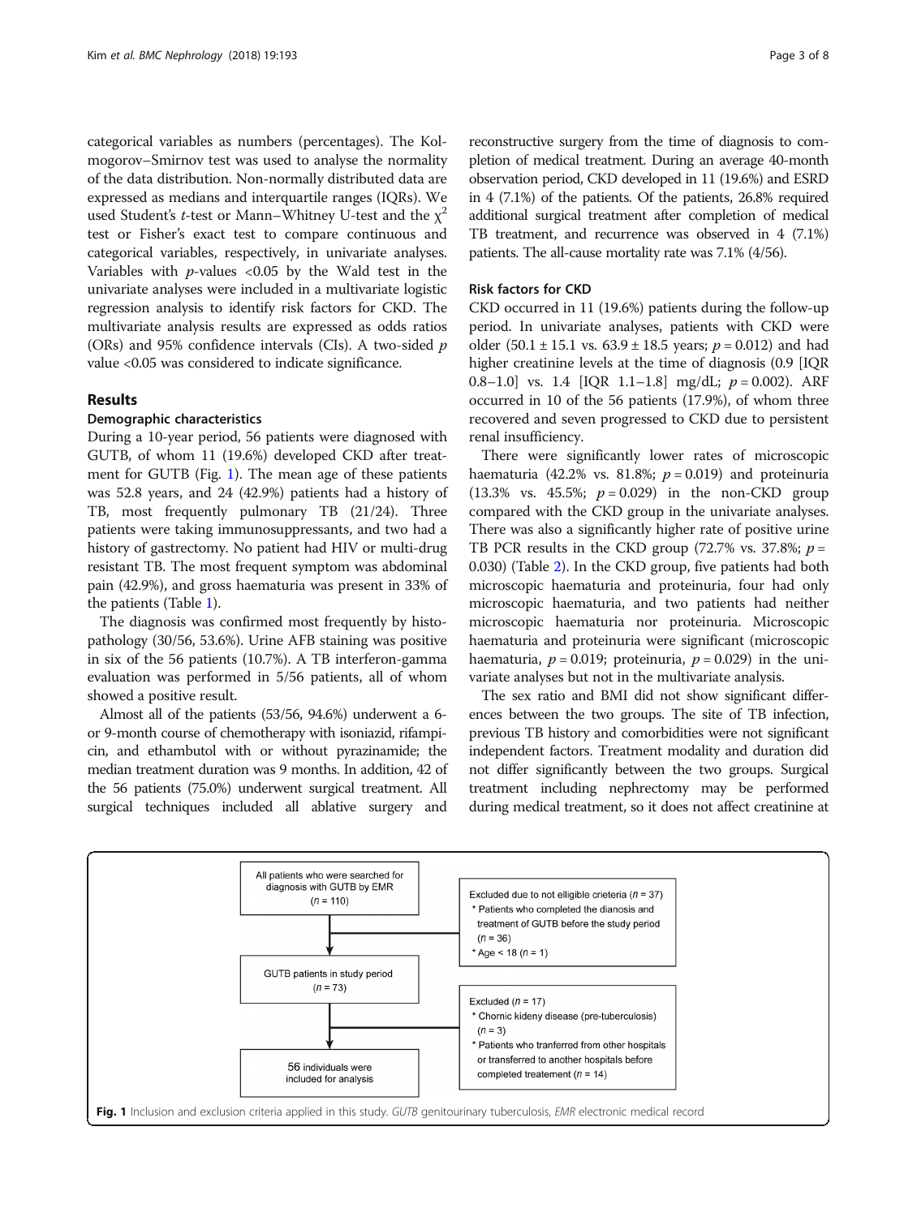categorical variables as numbers (percentages). The Kolmogorov–Smirnov test was used to analyse the normality of the data distribution. Non-normally distributed data are expressed as medians and interquartile ranges (IQRs). We used Student's $t$-test or Mann–Whitney U-test and the $\chi^2$ test or Fisher's exact test to compare continuous and categorical variables, respectively, in univariate analyses. Variables with $p$-values <0.05 by the Wald test in the univariate analyses were included in a multivariate logistic regression analysis to identify risk factors for CKD. The multivariate analysis results are expressed as odds ratios (ORs) and 95% confidence intervals (CIs). A two-sided $p$ value <0.05 was considered to indicate significance.

## Results

### Demographic characteristics

During a 10-year period, 56 patients were diagnosed with GUTB, of whom 11 (19.6%) developed CKD after treatment for GUTB (Fig. 1). The mean age of these patients was 52.8 years, and 24 (42.9%) patients had a history of TB, most frequently pulmonary TB (21/24). Three patients were taking immunosuppressants, and two had a history of gastrectomy. No patient had HIV or multi-drug resistant TB. The most frequent symptom was abdominal pain (42.9%), and gross haematuria was present in 33% of the patients (Table 1).

The diagnosis was confirmed most frequently by histopathology (30/56, 53.6%). Urine AFB staining was positive in six of the 56 patients (10.7%). A TB interferon-gamma evaluation was performed in 5/56 patients, all of whom showed a positive result.

Almost all of the patients (53/56, 94.6%) underwent a 6- or 9-month course of chemotherapy with isoniazid, rifampicin, and ethambutol with or without pyrazinamide; the median treatment duration was 9 months. In addition, 42 of the 56 patients (75.0%) underwent surgical treatment. All surgical techniques included all ablative surgery and reconstructive surgery from the time of diagnosis to completion of medical treatment. During an average 40-month observation period, CKD developed in 11 (19.6%) and ESRD in 4 (7.1%) of the patients. Of the patients, 26.8% required additional surgical treatment after completion of medical TB treatment, and recurrence was observed in 4 (7.1%) patients. The all-cause mortality rate was 7.1% (4/56).

### Risk factors for CKD

CKD occurred in 11 (19.6%) patients during the follow-up period. In univariate analyses, patients with CKD were older (50.1 ± 15.1 vs. 63.9 ± 18.5 years; $p = 0.012$) and had higher creatinine levels at the time of diagnosis (0.9 [IQR 0.8–1.0] vs. 1.4 [IQR 1.1–1.8] mg/dL; $p = 0.002$). ARF occurred in 10 of the 56 patients (17.9%), of whom three recovered and seven progressed to CKD due to persistent renal insufficiency.

There were significantly lower rates of microscopic haematuria (42.2% vs. 81.8%; $p = 0.019$) and proteinuria (13.3% vs. 45.5%; $p = 0.029$) in the non-CKD group compared with the CKD group in the univariate analyses. There was also a significantly higher rate of positive urine TB PCR results in the CKD group (72.7% vs. 37.8%; $p = 0.030$) (Table 2). In the CKD group, five patients had both microscopic haematuria and proteinuria, four had only microscopic haematuria, and two patients had neither microscopic haematuria nor proteinuria. Microscopic haematuria and proteinuria were significant (microscopic haematuria, $p = 0.019$; proteinuria, $p = 0.029$) in the univariate analyses but not in the multivariate analysis.

The sex ratio and BMI did not show significant differences between the two groups. The site of TB infection, previous TB history and comorbidities were not significant independent factors. Treatment modality and duration did not differ significantly between the two groups. Surgical treatment including nephrectomy may be performed during medical treatment, so it does not affect creatinine at

All patients who were searched for diagnosis with GUTB by EMR (n = 110)
→ Excluded due to not elligible crieteria (n = 37)
* Patients who completed the dianosis and treatment of GUTB before the study period (n = 36)
* Age < 18 (n = 1)

GUTB patients in study period (n = 73)
→ Excluded (n = 17)
* Chornic kideny disease (pre-tuberculosis) (n = 3)
* Patients who tranferred from other hospitals or transferred to another hospitals before completed treatement (n = 14)

56 individuals were included for analysis

**Fig. 1** Inclusion and exclusion criteria applied in this study. *GUTB* genitourinary tuberculosis, *EMR* electronic medical record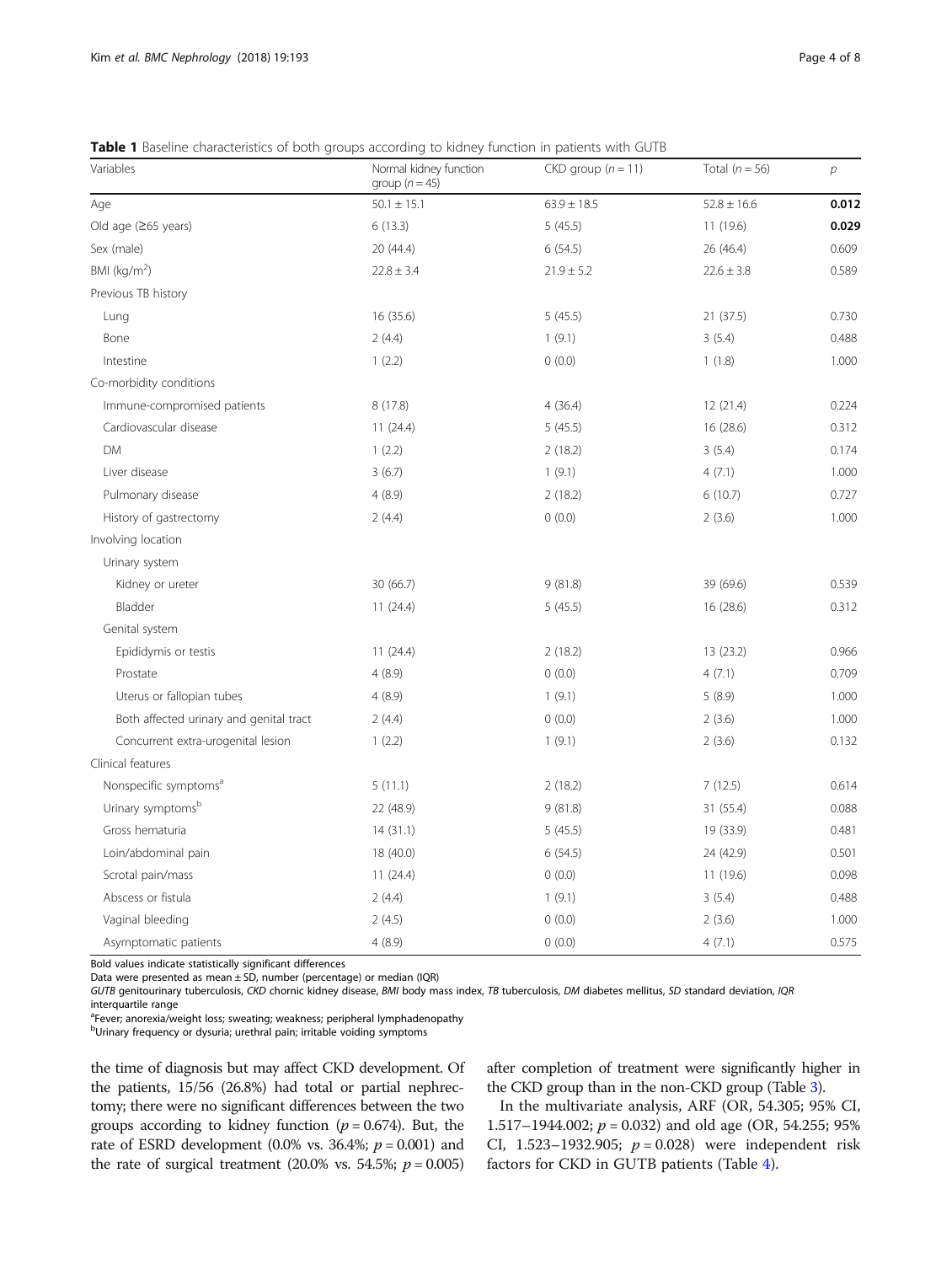**Table 1** Baseline characteristics of both groups according to kidney function in patients with GUTB

| Variables | Normal kidney function group ($n = 45$) | CKD group ($n = 11$) | Total ($n = 56$) | $p$ |
|---|---|---|---|---|
| Age | 50.1 ± 15.1 | 63.9 ± 18.5 | 52.8 ± 16.6 | **0.012** |
| Old age (≥65 years) | 6 (13.3) | 5 (45.5) | 11 (19.6) | **0.029** |
| Sex (male) | 20 (44.4) | 6 (54.5) | 26 (46.4) | 0.609 |
| BMI (kg/m$^2$) | 22.8 ± 3.4 | 21.9 ± 5.2 | 22.6 ± 3.8 | 0.589 |
| Previous TB history | | | | |
| Lung | 16 (35.6) | 5 (45.5) | 21 (37.5) | 0.730 |
| Bone | 2 (4.4) | 1 (9.1) | 3 (5.4) | 0.488 |
| Intestine | 1 (2.2) | 0 (0.0) | 1 (1.8) | 1.000 |
| Co-morbidity conditions | | | | |
| Immune-compromised patients | 8 (17.8) | 4 (36.4) | 12 (21.4) | 0.224 |
| Cardiovascular disease | 11 (24.4) | 5 (45.5) | 16 (28.6) | 0.312 |
| DM | 1 (2.2) | 2 (18.2) | 3 (5.4) | 0.174 |
| Liver disease | 3 (6.7) | 1 (9.1) | 4 (7.1) | 1.000 |
| Pulmonary disease | 4 (8.9) | 2 (18.2) | 6 (10.7) | 0.727 |
| History of gastrectomy | 2 (4.4) | 0 (0.0) | 2 (3.6) | 1.000 |
| Involving location | | | | |
| Urinary system | | | | |
| Kidney or ureter | 30 (66.7) | 9 (81.8) | 39 (69.6) | 0.539 |
| Bladder | 11 (24.4) | 5 (45.5) | 16 (28.6) | 0.312 |
| Genital system | | | | |
| Epididymis or testis | 11 (24.4) | 2 (18.2) | 13 (23.2) | 0.966 |
| Prostate | 4 (8.9) | 0 (0.0) | 4 (7.1) | 0.709 |
| Uterus or fallopian tubes | 4 (8.9) | 1 (9.1) | 5 (8.9) | 1.000 |
| Both affected urinary and genital tract | 2 (4.4) | 0 (0.0) | 2 (3.6) | 1.000 |
| Concurrent extra-urogenital lesion | 1 (2.2) | 1 (9.1) | 2 (3.6) | 0.132 |
| Clinical features | | | | |
| Nonspecific symptoms[a] | 5 (11.1) | 2 (18.2) | 7 (12.5) | 0.614 |
| Urinary symptoms[b] | 22 (48.9) | 9 (81.8) | 31 (55.4) | 0.088 |
| Gross hematuria | 14 (31.1) | 5 (45.5) | 19 (33.9) | 0.481 |
| Loin/abdominal pain | 18 (40.0) | 6 (54.5) | 24 (42.9) | 0.501 |
| Scrotal pain/mass | 11 (24.4) | 0 (0.0) | 11 (19.6) | 0.098 |
| Abscess or fistula | 2 (4.4) | 1 (9.1) | 3 (5.4) | 0.488 |
| Vaginal bleeding | 2 (4.5) | 0 (0.0) | 2 (3.6) | 1.000 |
| Asymptomatic patients | 4 (8.9) | 0 (0.0) | 4 (7.1) | 0.575 |

Bold values indicate statistically significant differences

Data were presented as mean ± SD, number (percentage) or median (IQR)

*GUTB* genitourinary tuberculosis, *CKD* chornic kidney disease, *BMI* body mass index, *TB* tuberculosis, *DM* diabetes mellitus, *SD* standard deviation, *IQR* interquartile range

[a]Fever; anorexia/weight loss; sweating; weakness; peripheral lymphadenopathy

[b]Urinary frequency or dysuria; urethral pain; irritable voiding symptoms

the time of diagnosis but may affect CKD development. Of the patients, 15/56 (26.8%) had total or partial nephrectomy; there were no significant differences between the two groups according to kidney function ($p = 0.674$). But, the rate of ESRD development (0.0% vs. 36.4%; $p = 0.001$) and the rate of surgical treatment (20.0% vs. 54.5%; $p = 0.005$) after completion of treatment were significantly higher in the CKD group than in the non-CKD group (Table 3).

In the multivariate analysis, ARF (OR, 54.305; 95% CI, 1.517–1944.002; $p = 0.032$) and old age (OR, 54.255; 95% CI, 1.523–1932.905; $p = 0.028$) were independent risk factors for CKD in GUTB patients (Table 4).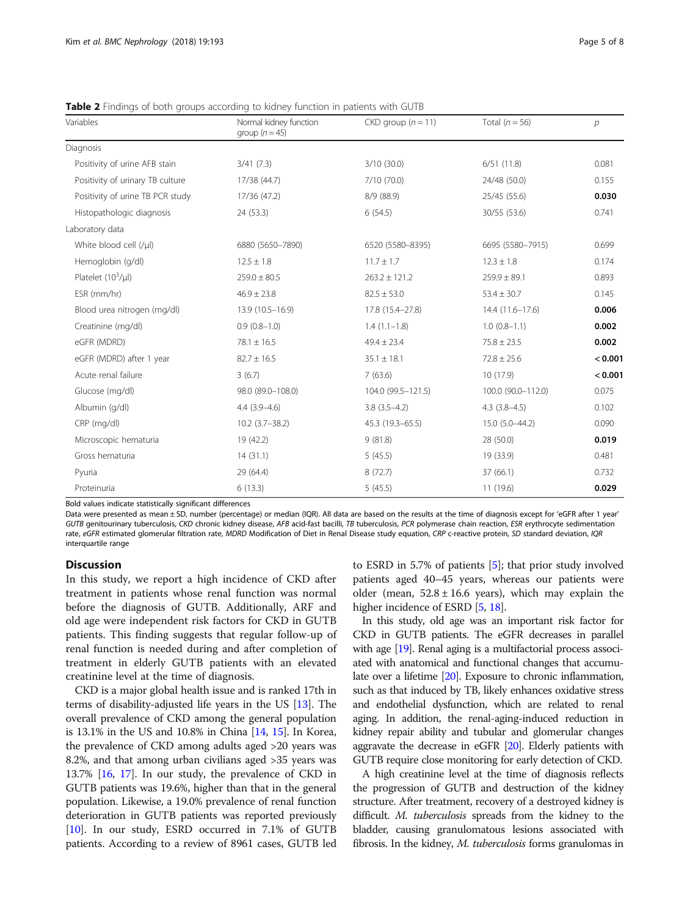**Table 2** Findings of both groups according to kidney function in patients with GUTB

| Variables | Normal kidney function group ($n = 45$) | CKD group ($n = 11$) | Total ($n = 56$) | $p$ |
|---|---|---|---|---|
| Diagnosis | | | | |
| Positivity of urine AFB stain | 3/41 (7.3) | 3/10 (30.0) | 6/51 (11.8) | 0.081 |
| Positivity of urinary TB culture | 17/38 (44.7) | 7/10 (70.0) | 24/48 (50.0) | 0.155 |
| Positivity of urine TB PCR study | 17/36 (47.2) | 8/9 (88.9) | 25/45 (55.6) | **0.030** |
| Histopathologic diagnosis | 24 (53.3) | 6 (54.5) | 30/55 (53.6) | 0.741 |
| Laboratory data | | | | |
| White blood cell (/μl) | 6880 (5650–7890) | 6520 (5580–8395) | 6695 (5580–7915) | 0.699 |
| Hemoglobin (g/dl) | 12.5 ± 1.8 | 11.7 ± 1.7 | 12.3 ± 1.8 | 0.174 |
| Platelet ($10^3$/μl) | 259.0 ± 80.5 | 263.2 ± 121.2 | 259.9 ± 89.1 | 0.893 |
| ESR (mm/hr) | 46.9 ± 23.8 | 82.5 ± 53.0 | 53.4 ± 30.7 | 0.145 |
| Blood urea nitrogen (mg/dl) | 13.9 (10.5–16.9) | 17.8 (15.4–27.8) | 14.4 (11.6–17.6) | **0.006** |
| Creatinine (mg/dl) | 0.9 (0.8–1.0) | 1.4 (1.1–1.8) | 1.0 (0.8–1.1) | **0.002** |
| eGFR (MDRD) | 78.1 ± 16.5 | 49.4 ± 23.4 | 75.8 ± 23.5 | **0.002** |
| eGFR (MDRD) after 1 year | 82.7 ± 16.5 | 35.1 ± 18.1 | 72.8 ± 25.6 | **< 0.001** |
| Acute renal failure | 3 (6.7) | 7 (63.6) | 10 (17.9) | **< 0.001** |
| Glucose (mg/dl) | 98.0 (89.0–108.0) | 104.0 (99.5–121.5) | 100.0 (90.0–112.0) | 0.075 |
| Albumin (g/dl) | 4.4 (3.9–4.6) | 3.8 (3.5–4.2) | 4.3 (3.8–4.5) | 0.102 |
| CRP (mg/dl) | 10.2 (3.7–38.2) | 45.3 (19.3–65.5) | 15.0 (5.0–44.2) | 0.090 |
| Microscopic hematuria | 19 (42.2) | 9 (81.8) | 28 (50.0) | **0.019** |
| Gross hematuria | 14 (31.1) | 5 (45.5) | 19 (33.9) | 0.481 |
| Pyuria | 29 (64.4) | 8 (72.7) | 37 (66.1) | 0.732 |
| Proteinuria | 6 (13.3) | 5 (45.5) | 11 (19.6) | **0.029** |

Bold values indicate statistically significant differences

Data were presented as mean ± SD, number (percentage) or median (IQR). All data are based on the results at the time of diagnosis except for 'eGFR after 1 year'
*GUTB* genitourinary tuberculosis, *CKD* chronic kidney disease, *AFB* acid-fast bacilli, *TB* tuberculosis, *PCR* polymerase chain reaction, *ESR* erythrocyte sedimentation rate, *eGFR* estimated glomerular filtration rate, *MDRD* Modification of Diet in Renal Disease study equation, *CRP* c-reactive protein, *SD* standard deviation, *IQR* interquartile range

## Discussion

In this study, we report a high incidence of CKD after treatment in patients whose renal function was normal before the diagnosis of GUTB. Additionally, ARF and old age were independent risk factors for CKD in GUTB patients. This finding suggests that regular follow-up of renal function is needed during and after completion of treatment in elderly GUTB patients with an elevated creatinine level at the time of diagnosis.

CKD is a major global health issue and is ranked 17th in terms of disability-adjusted life years in the US [13]. The overall prevalence of CKD among the general population is 13.1% in the US and 10.8% in China [14, 15]. In Korea, the prevalence of CKD among adults aged >20 years was 8.2%, and that among urban civilians aged >35 years was 13.7% [16, 17]. In our study, the prevalence of CKD in GUTB patients was 19.6%, higher than that in the general population. Likewise, a 19.0% prevalence of renal function deterioration in GUTB patients was reported previously [10]. In our study, ESRD occurred in 7.1% of GUTB patients. According to a review of 8961 cases, GUTB led to ESRD in 5.7% of patients [5]; that prior study involved patients aged 40–45 years, whereas our patients were older (mean, 52.8 ± 16.6 years), which may explain the higher incidence of ESRD [5, 18].

In this study, old age was an important risk factor for CKD in GUTB patients. The eGFR decreases in parallel with age [19]. Renal aging is a multifactorial process associated with anatomical and functional changes that accumulate over a lifetime [20]. Exposure to chronic inflammation, such as that induced by TB, likely enhances oxidative stress and endothelial dysfunction, which are related to renal aging. In addition, the renal-aging-induced reduction in kidney repair ability and tubular and glomerular changes aggravate the decrease in eGFR [20]. Elderly patients with GUTB require close monitoring for early detection of CKD.

A high creatinine level at the time of diagnosis reflects the progression of GUTB and destruction of the kidney structure. After treatment, recovery of a destroyed kidney is difficult. *M. tuberculosis* spreads from the kidney to the bladder, causing granulomatous lesions associated with fibrosis. In the kidney, *M. tuberculosis* forms granulomas in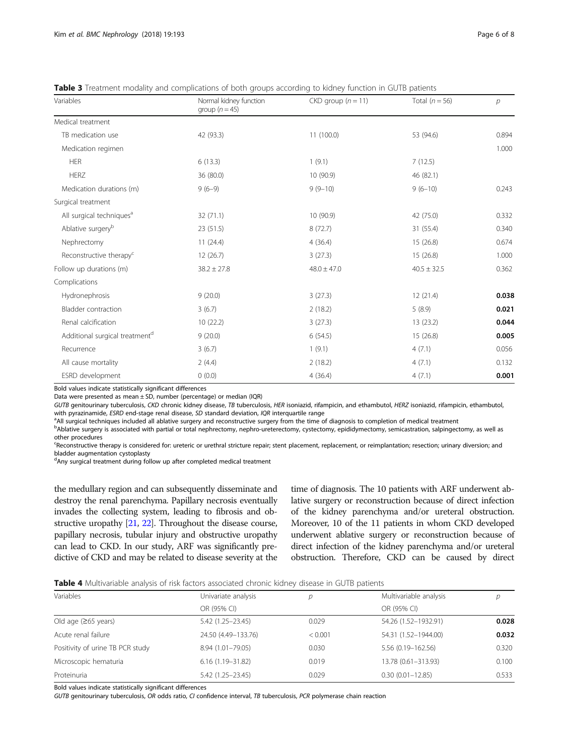**Table 3** Treatment modality and complications of both groups according to kidney function in GUTB patients

| Variables | Normal kidney function group ($n = 45$) | CKD group ($n = 11$) | Total ($n = 56$) | $p$ |
|---|---|---|---|---|
| Medical treatment | | | | |
| TB medication use | 42 (93.3) | 11 (100.0) | 53 (94.6) | 0.894 |
| Medication regimen | | | | 1.000 |
| HER | 6 (13.3) | 1 (9.1) | 7 (12.5) | |
| HERZ | 36 (80.0) | 10 (90.9) | 46 (82.1) | |
| Medication durations (m) | 9 (6–9) | 9 (9–10) | 9 (6–10) | 0.243 |
| Surgical treatment | | | | |
| All surgical techniques[a] | 32 (71.1) | 10 (90.9) | 42 (75.0) | 0.332 |
| Ablative surgery[b] | 23 (51.5) | 8 (72.7) | 31 (55.4) | 0.340 |
| Nephrectomy | 11 (24.4) | 4 (36.4) | 15 (26.8) | 0.674 |
| Reconstructive therapy[c] | 12 (26.7) | 3 (27.3) | 15 (26.8) | 1.000 |
| Follow up durations (m) | 38.2 ± 27.8 | 48.0 ± 47.0 | 40.5 ± 32.5 | 0.362 |
| Complications | | | | |
| Hydronephrosis | 9 (20.0) | 3 (27.3) | 12 (21.4) | **0.038** |
| Bladder contraction | 3 (6.7) | 2 (18.2) | 5 (8.9) | **0.021** |
| Renal calcification | 10 (22.2) | 3 (27.3) | 13 (23.2) | **0.044** |
| Additional surgical treatment[d] | 9 (20.0) | 6 (54.5) | 15 (26.8) | **0.005** |
| Recurrence | 3 (6.7) | 1 (9.1) | 4 (7.1) | 0.056 |
| All cause mortality | 2 (4.4) | 2 (18.2) | 4 (7.1) | 0.132 |
| ESRD development | 0 (0.0) | 4 (36.4) | 4 (7.1) | **0.001** |

Bold values indicate statistically significant differences

Data were presented as mean ± SD, number (percentage) or median (IQR)

*GUTB* genitourinary tuberculosis, *CKD* chronic kidney disease, *TB* tuberculosis, *HER* isoniazid, rifampicin, and ethambutol, *HERZ* isoniazid, rifampicin, ethambutol, with pyrazinamide, *ESRD* end-stage renal disease, *SD* standard deviation, *IQR* interquartile range

[a]All surgical techniques included all ablative surgery and reconstructive surgery from the time of diagnosis to completion of medical treatment

[b]Ablative surgery is associated with partial or total nephrectomy, nephro-ureterectomy, cystectomy, epididymectomy, semicastration, salpingectomy, as well as other procedures

[c]Reconstructive therapy is considered for: ureteric or urethral stricture repair; stent placement, replacement, or reimplantation; resection; urinary diversion; and bladder augmentation cystoplasty

[d]Any surgical treatment during follow up after completed medical treatment

the medullary region and can subsequently disseminate and destroy the renal parenchyma. Papillary necrosis eventually invades the collecting system, leading to fibrosis and obstructive uropathy [21, 22]. Throughout the disease course, papillary necrosis, tubular injury and obstructive uropathy can lead to CKD. In our study, ARF was significantly predictive of CKD and may be related to disease severity at the time of diagnosis. The 10 patients with ARF underwent ablative surgery or reconstruction because of direct infection of the kidney parenchyma and/or ureteral obstruction. Moreover, 10 of the 11 patients in whom CKD developed underwent ablative surgery or reconstruction because of direct infection of the kidney parenchyma and/or ureteral obstruction. Therefore, CKD can be caused by direct

**Table 4** Multivariable analysis of risk factors associated chronic kidney disease in GUTB patients

| Variables | Univariate analysis OR (95% CI) | $p$ | Multivariable analysis OR (95% CI) | $p$ |
|---|---|---|---|---|
| Old age (≥65 years) | 5.42 (1.25–23.45) | 0.029 | 54.26 (1.52–1932.91) | **0.028** |
| Acute renal failure | 24.50 (4.49–133.76) | < 0.001 | 54.31 (1.52–1944.00) | **0.032** |
| Positivity of urine TB PCR study | 8.94 (1.01–79.05) | 0.030 | 5.56 (0.19–162.56) | 0.320 |
| Microscopic hematuria | 6.16 (1.19–31.82) | 0.019 | 13.78 (0.61–313.93) | 0.100 |
| Proteinuria | 5.42 (1.25–23.45) | 0.029 | 0.30 (0.01–12.85) | 0.533 |

Bold values indicate statistically significant differences

*GUTB* genitourinary tuberculosis, *OR* odds ratio, *CI* confidence interval, *TB* tuberculosis, *PCR* polymerase chain reaction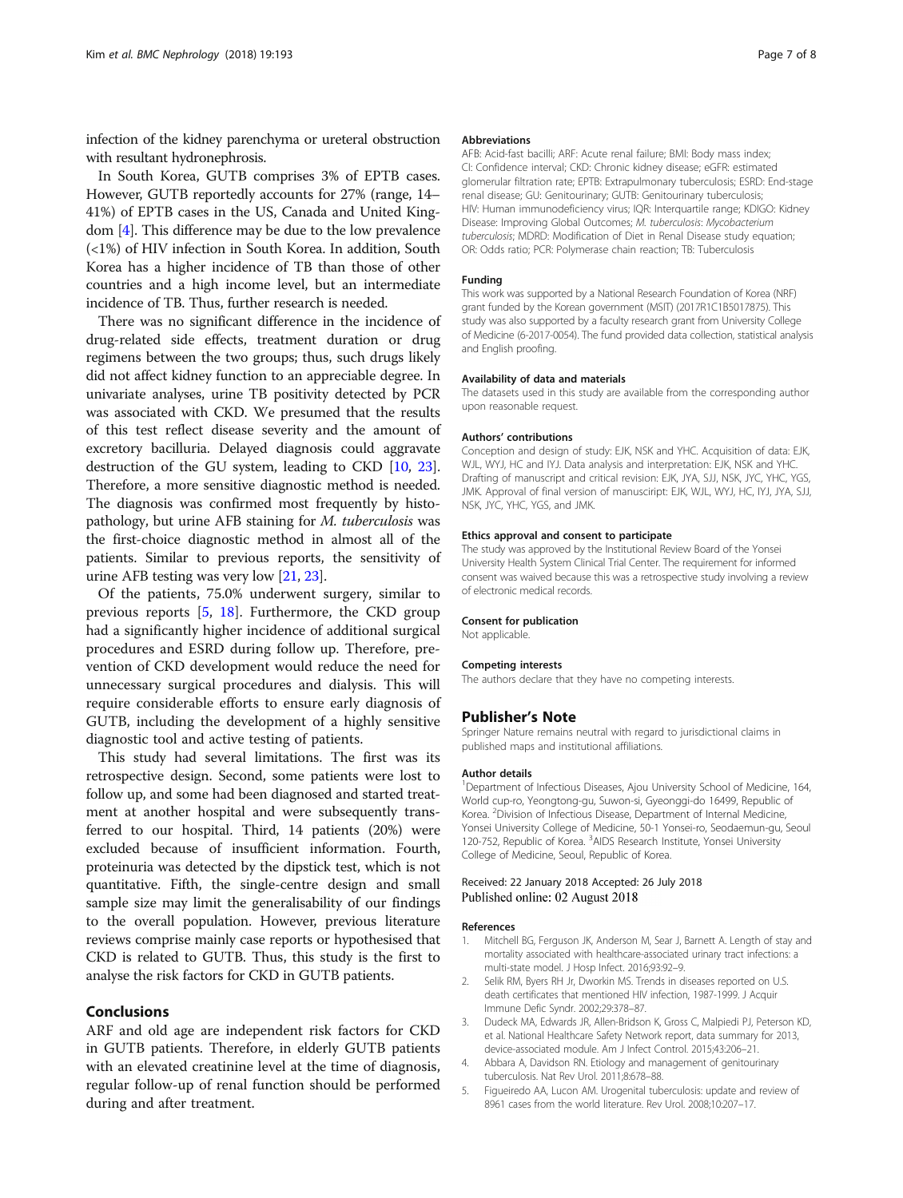infection of the kidney parenchyma or ureteral obstruction with resultant hydronephrosis.

In South Korea, GUTB comprises 3% of EPTB cases. However, GUTB reportedly accounts for 27% (range, 14–41%) of EPTB cases in the US, Canada and United Kingdom [4]. This difference may be due to the low prevalence (<1%) of HIV infection in South Korea. In addition, South Korea has a higher incidence of TB than those of other countries and a high income level, but an intermediate incidence of TB. Thus, further research is needed.

There was no significant difference in the incidence of drug-related side effects, treatment duration or drug regimens between the two groups; thus, such drugs likely did not affect kidney function to an appreciable degree. In univariate analyses, urine TB positivity detected by PCR was associated with CKD. We presumed that the results of this test reflect disease severity and the amount of excretory bacilluria. Delayed diagnosis could aggravate destruction of the GU system, leading to CKD [10, 23]. Therefore, a more sensitive diagnostic method is needed. The diagnosis was confirmed most frequently by histopathology, but urine AFB staining for *M. tuberculosis* was the first-choice diagnostic method in almost all of the patients. Similar to previous reports, the sensitivity of urine AFB testing was very low [21, 23].

Of the patients, 75.0% underwent surgery, similar to previous reports [5, 18]. Furthermore, the CKD group had a significantly higher incidence of additional surgical procedures and ESRD during follow up. Therefore, prevention of CKD development would reduce the need for unnecessary surgical procedures and dialysis. This will require considerable efforts to ensure early diagnosis of GUTB, including the development of a highly sensitive diagnostic tool and active testing of patients.

This study had several limitations. The first was its retrospective design. Second, some patients were lost to follow up, and some had been diagnosed and started treatment at another hospital and were subsequently transferred to our hospital. Third, 14 patients (20%) were excluded because of insufficient information. Fourth, proteinuria was detected by the dipstick test, which is not quantitative. Fifth, the single-centre design and small sample size may limit the generalisability of our findings to the overall population. However, previous literature reviews comprise mainly case reports or hypothesised that CKD is related to GUTB. Thus, this study is the first to analyse the risk factors for CKD in GUTB patients.

## Conclusions

ARF and old age are independent risk factors for CKD in GUTB patients. Therefore, in elderly GUTB patients with an elevated creatinine level at the time of diagnosis, regular follow-up of renal function should be performed during and after treatment.

#### Abbreviations

AFB: Acid-fast bacilli; ARF: Acute renal failure; BMI: Body mass index; CI: Confidence interval; CKD: Chronic kidney disease; eGFR: estimated glomerular filtration rate; EPTB: Extrapulmonary tuberculosis; ESRD: End-stage renal disease; GU: Genitourinary; GUTB: Genitourinary tuberculosis; HIV: Human immunodeficiency virus; IQR: Interquartile range; KDIGO: Kidney Disease: Improving Global Outcomes; *M. tuberculosis*: *Mycobacterium tuberculosis*; MDRD: Modification of Diet in Renal Disease study equation; OR: Odds ratio; PCR: Polymerase chain reaction; TB: Tuberculosis

#### Funding

This work was supported by a National Research Foundation of Korea (NRF) grant funded by the Korean government (MSIT) (2017R1C1B5017875). This study was also supported by a faculty research grant from University College of Medicine (6-2017-0054). The fund provided data collection, statistical analysis and English proofing.

#### Availability of data and materials

The datasets used in this study are available from the corresponding author upon reasonable request.

#### Authors' contributions

Conception and design of study: EJK, NSK and YHC. Acquisition of data: EJK, WJL, WYJ, HC and IYJ. Data analysis and interpretation: EJK, NSK and YHC. Drafting of manuscript and critical revision: EJK, JYA, SJJ, NSK, JYC, YHC, YGS, JMK. Approval of final version of manuscirpt: EJK, WJL, WYJ, HC, IYJ, JYA, SJJ, NSK, JYC, YHC, YGS, and JMK.

#### Ethics approval and consent to participate

The study was approved by the Institutional Review Board of the Yonsei University Health System Clinical Trial Center. The requirement for informed consent was waived because this was a retrospective study involving a review of electronic medical records.

#### Consent for publication

Not applicable.

#### Competing interests

The authors declare that they have no competing interests.

## Publisher's Note

Springer Nature remains neutral with regard to jurisdictional claims in published maps and institutional affiliations.

#### Author details

[1]Department of Infectious Diseases, Ajou University School of Medicine, 164, World cup-ro, Yeongtong-gu, Suwon-si, Gyeonggi-do 16499, Republic of Korea. [2]Division of Infectious Disease, Department of Internal Medicine, Yonsei University College of Medicine, 50-1 Yonsei-ro, Seodaemun-gu, Seoul 120-752, Republic of Korea. [3]AIDS Research Institute, Yonsei University College of Medicine, Seoul, Republic of Korea.

Received: 22 January 2018 Accepted: 26 July 2018
Published online: 02 August 2018

#### References

1. Mitchell BG, Ferguson JK, Anderson M, Sear J, Barnett A. Length of stay and mortality associated with healthcare-associated urinary tract infections: a multi-state model. J Hosp Infect. 2016;93:92–9.
2. Selik RM, Byers RH Jr, Dworkin MS. Trends in diseases reported on U.S. death certificates that mentioned HIV infection, 1987-1999. J Acquir Immune Defic Syndr. 2002;29:378–87.
3. Dudeck MA, Edwards JR, Allen-Bridson K, Gross C, Malpiedi PJ, Peterson KD, et al. National Healthcare Safety Network report, data summary for 2013, device-associated module. Am J Infect Control. 2015;43:206–21.
4. Abbara A, Davidson RN. Etiology and management of genitourinary tuberculosis. Nat Rev Urol. 2011;8:678–88.
5. Figueiredo AA, Lucon AM. Urogenital tuberculosis: update and review of 8961 cases from the world literature. Rev Urol. 2008;10:207–17.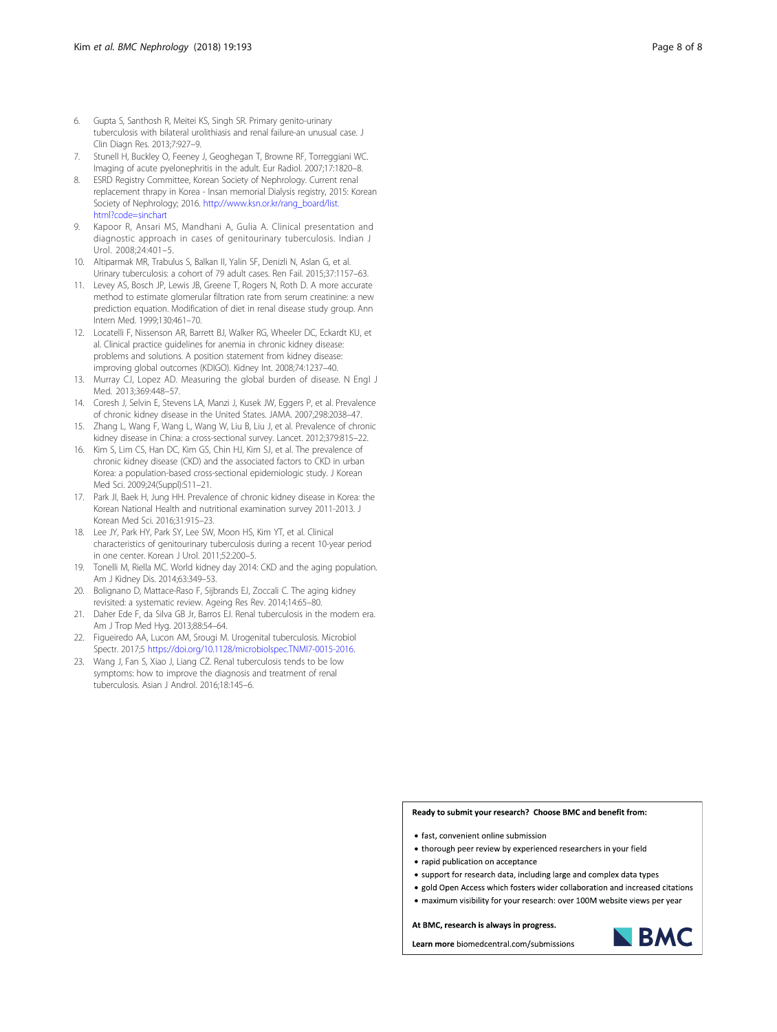6. Gupta S, Santhosh R, Meitei KS, Singh SR. Primary genito-urinary tuberculosis with bilateral urolithiasis and renal failure-an unusual case. J Clin Diagn Res. 2013;7:927–9.
7. Stunell H, Buckley O, Feeney J, Geoghegan T, Browne RF, Torreggiani WC. Imaging of acute pyelonephritis in the adult. Eur Radiol. 2007;17:1820–8.
8. ESRD Registry Committee, Korean Society of Nephrology. Current renal replacement thrapy in Korea - Insan memorial Dialysis registry, 2015: Korean Society of Nephrology; 2016. http://www.ksn.or.kr/rang_board/list.html?code=sinchart
9. Kapoor R, Ansari MS, Mandhani A, Gulia A. Clinical presentation and diagnostic approach in cases of genitourinary tuberculosis. Indian J Urol. 2008;24:401–5.
10. Altiparmak MR, Trabulus S, Balkan II, Yalin SF, Denizli N, Aslan G, et al. Urinary tuberculosis: a cohort of 79 adult cases. Ren Fail. 2015;37:1157–63.
11. Levey AS, Bosch JP, Lewis JB, Greene T, Rogers N, Roth D. A more accurate method to estimate glomerular filtration rate from serum creatinine: a new prediction equation. Modification of diet in renal disease study group. Ann Intern Med. 1999;130:461–70.
12. Locatelli F, Nissenson AR, Barrett BJ, Walker RG, Wheeler DC, Eckardt KU, et al. Clinical practice guidelines for anemia in chronic kidney disease: problems and solutions. A position statement from kidney disease: improving global outcomes (KDIGO). Kidney Int. 2008;74:1237–40.
13. Murray CJ, Lopez AD. Measuring the global burden of disease. N Engl J Med. 2013;369:448–57.
14. Coresh J, Selvin E, Stevens LA, Manzi J, Kusek JW, Eggers P, et al. Prevalence of chronic kidney disease in the United States. JAMA. 2007;298:2038–47.
15. Zhang L, Wang F, Wang L, Wang W, Liu B, Liu J, et al. Prevalence of chronic kidney disease in China: a cross-sectional survey. Lancet. 2012;379:815–22.
16. Kim S, Lim CS, Han DC, Kim GS, Chin HJ, Kim SJ, et al. The prevalence of chronic kidney disease (CKD) and the associated factors to CKD in urban Korea: a population-based cross-sectional epidemiologic study. J Korean Med Sci. 2009;24(Suppl):S11–21.
17. Park JI, Baek H, Jung HH. Prevalence of chronic kidney disease in Korea: the Korean National Health and nutritional examination survey 2011-2013. J Korean Med Sci. 2016;31:915–23.
18. Lee JY, Park HY, Park SY, Lee SW, Moon HS, Kim YT, et al. Clinical characteristics of genitourinary tuberculosis during a recent 10-year period in one center. Korean J Urol. 2011;52:200–5.
19. Tonelli M, Riella MC. World kidney day 2014: CKD and the aging population. Am J Kidney Dis. 2014;63:349–53.
20. Bolignano D, Mattace-Raso F, Sijbrands EJ, Zoccali C. The aging kidney revisited: a systematic review. Ageing Res Rev. 2014;14:65–80.
21. Daher Ede F, da Silva GB Jr, Barros EJ. Renal tuberculosis in the modern era. Am J Trop Med Hyg. 2013;88:54–64.
22. Figueiredo AA, Lucon AM, Srougi M. Urogenital tuberculosis. Microbiol Spectr. 2017;5 https://doi.org/10.1128/microbiolspec.TNMI7-0015-2016.
23. Wang J, Fan S, Xiao J, Liang CZ. Renal tuberculosis tends to be low symptoms: how to improve the diagnosis and treatment of renal tuberculosis. Asian J Androl. 2016;18:145–6.

**Ready to submit your research? Choose BMC and benefit from:**

- fast, convenient online submission
- thorough peer review by experienced researchers in your field
- rapid publication on acceptance
- support for research data, including large and complex data types
- gold Open Access which fosters wider collaboration and increased citations
- maximum visibility for your research: over 100M website views per year

**At BMC, research is always in progress.**

**Learn more** biomedcentral.com/submissions

BMC